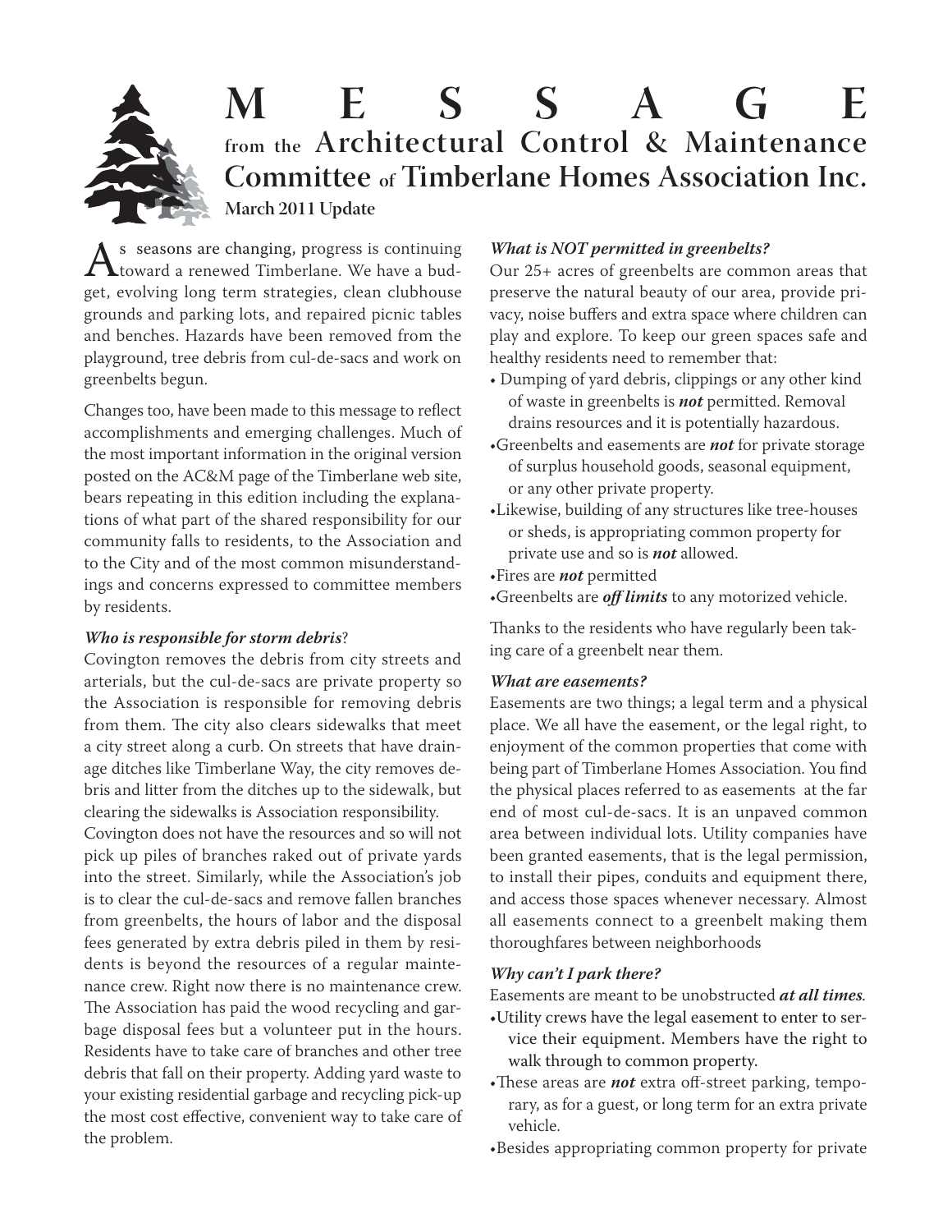# MESSAGE

## from the Architectural Control & Maintenance Committee of Timberlane Homes Association Inc.

**March 2011 Update**

As seasons are changing, progress is continuing toward a renewed Timberlane. We have a budget, evolving long term strategies, clean clubhouse grounds and parking lots, and repaired picnic tables and benches. Hazards have been removed from the playground, tree debris from cul-de-sacs and work on greenbelts begun.

Changes too, have been made to this message to reflect accomplishments and emerging challenges. Much of the most important information in the original version posted on the AC&M page of the Timberlane web site, bears repeating in this edition including the explanations of what part of the shared responsibility for our community falls to residents, to the Association and to the City and of the most common misunderstandings and concerns expressed to committee members by residents.

### *Who is responsible for storm debris*?

Covington removes the debris from city streets and arterials, but the cul-de-sacs are private property so the Association is responsible for removing debris from them. The city also clears sidewalks that meet a city street along a curb. On streets that have drainage ditches like Timberlane Way, the city removes debris and litter from the ditches up to the sidewalk, but clearing the sidewalks is Association responsibility.

Covington does not have the resources and so will not pick up piles of branches raked out of private yards into the street. Similarly, while the Association's job is to clear the cul-de-sacs and remove fallen branches from greenbelts, the hours of labor and the disposal fees generated by extra debris piled in them by residents is beyond the resources of a regular maintenance crew. Right now there is no maintenance crew. The Association has paid the wood recycling and garbage disposal fees but a volunteer put in the hours. Residents have to take care of branches and other tree debris that fall on their property. Adding yard waste to your existing residential garbage and recycling pick-up the most cost effective, convenient way to take care of the problem.

### *What is NOT permitted in greenbelts?*

Our 25+ acres of greenbelts are common areas that preserve the natural beauty of our area, provide privacy, noise buffers and extra space where children can play and explore. To keep our green spaces safe and healthy residents need to remember that:

- Dumping of yard debris, clippings or any other kind of waste in greenbelts is ***not*** permitted. Removal drains resources and it is potentially hazardous.
- Greenbelts and easements are ***not*** for private storage of surplus household goods, seasonal equipment, or any other private property.
- Likewise, building of any structures like tree-houses or sheds, is appropriating common property for private use and so is ***not*** allowed.
- Fires are ***not*** permitted
- Greenbelts are ***off limits*** to any motorized vehicle.

Thanks to the residents who have regularly been taking care of a greenbelt near them.

### *What are easements?*

Easements are two things; a legal term and a physical place. We all have the easement, or the legal right, to enjoyment of the common properties that come with being part of Timberlane Homes Association. You find the physical places referred to as easements at the far end of most cul-de-sacs. It is an unpaved common area between individual lots. Utility companies have been granted easements, that is the legal permission, to install their pipes, conduits and equipment there, and access those spaces whenever necessary. Almost all easements connect to a greenbelt making them thoroughfares between neighborhoods

### *Why can't I park there?*

Easements are meant to be unobstructed ***at all times***.

- Utility crews have the legal easement to enter to service their equipment. Members have the right to walk through to common property.
- These areas are ***not*** extra off-street parking, temporary, as for a guest, or long term for an extra private vehicle.
- Besides appropriating common property for private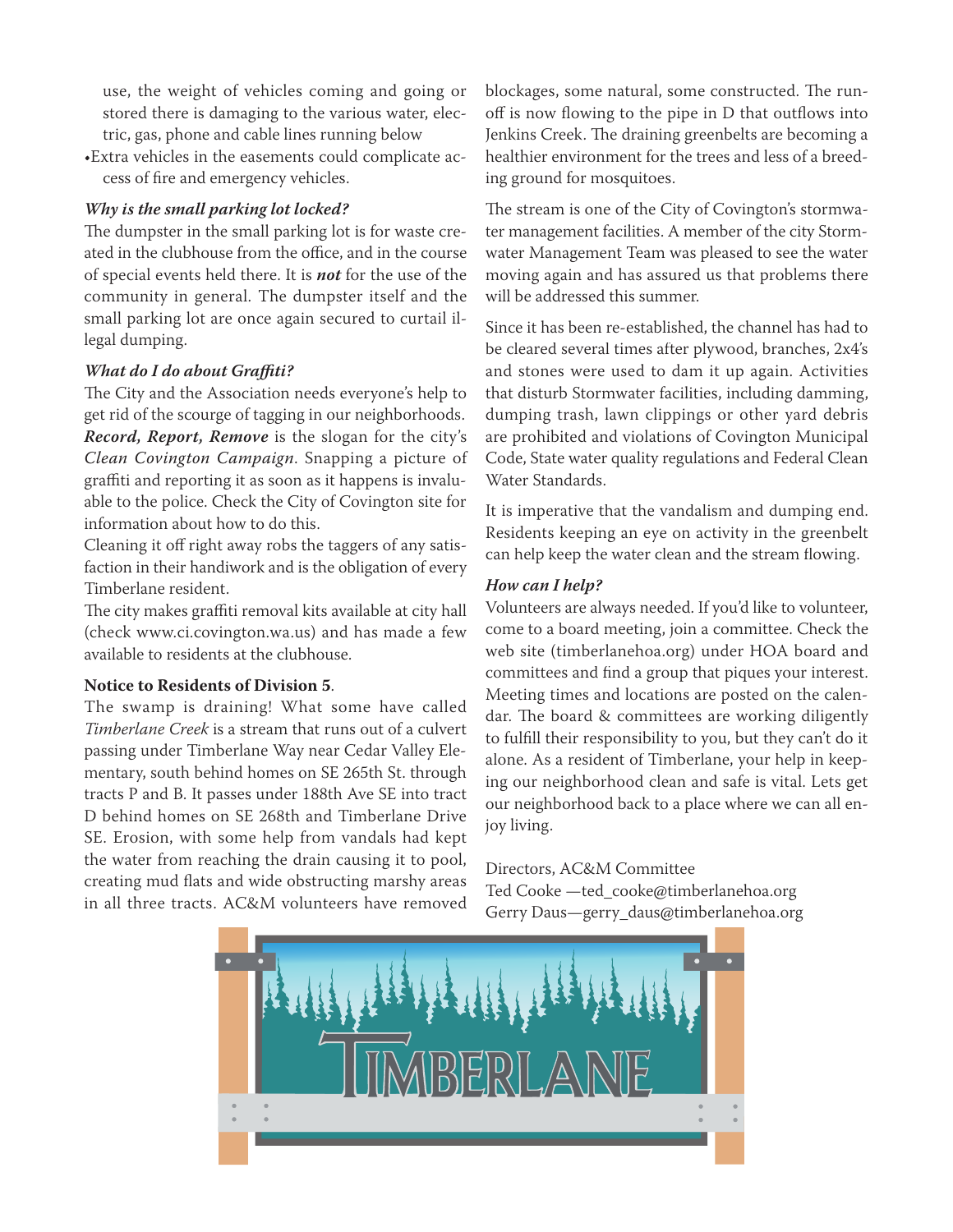use, the weight of vehicles coming and going or stored there is damaging to the various water, electric, gas, phone and cable lines running below

- Extra vehicles in the easements could complicate access of fire and emergency vehicles.

***Why is the small parking lot locked?***

The dumpster in the small parking lot is for waste created in the clubhouse from the office, and in the course of special events held there. It is ***not*** for the use of the community in general. The dumpster itself and the small parking lot are once again secured to curtail illegal dumping.

***What do I do about Graffiti?***

The City and the Association needs everyone's help to get rid of the scourge of tagging in our neighborhoods. ***Record, Report, Remove*** is the slogan for the city's *Clean Covington Campaign*. Snapping a picture of graffiti and reporting it as soon as it happens is invaluable to the police. Check the City of Covington site for information about how to do this.

Cleaning it off right away robs the taggers of any satisfaction in their handiwork and is the obligation of every Timberlane resident.

The city makes graffiti removal kits available at city hall (check www.ci.covington.wa.us) and has made a few available to residents at the clubhouse.

**Notice to Residents of Division 5**.

The swamp is draining! What some have called *Timberlane Creek* is a stream that runs out of a culvert passing under Timberlane Way near Cedar Valley Elementary, south behind homes on SE 265th St. through tracts P and B. It passes under 188th Ave SE into tract D behind homes on SE 268th and Timberlane Drive SE. Erosion, with some help from vandals had kept the water from reaching the drain causing it to pool, creating mud flats and wide obstructing marshy areas in all three tracts. AC&M volunteers have removed blockages, some natural, some constructed. The runoff is now flowing to the pipe in D that outflows into Jenkins Creek. The draining greenbelts are becoming a healthier environment for the trees and less of a breeding ground for mosquitoes.

The stream is one of the City of Covington's stormwater management facilities. A member of the city Stormwater Management Team was pleased to see the water moving again and has assured us that problems there will be addressed this summer.

Since it has been re-established, the channel has had to be cleared several times after plywood, branches, 2x4's and stones were used to dam it up again. Activities that disturb Stormwater facilities, including damming, dumping trash, lawn clippings or other yard debris are prohibited and violations of Covington Municipal Code, State water quality regulations and Federal Clean Water Standards.

It is imperative that the vandalism and dumping end. Residents keeping an eye on activity in the greenbelt can help keep the water clean and the stream flowing.

***How can I help?***

Volunteers are always needed. If you'd like to volunteer, come to a board meeting, join a committee. Check the web site (timberlanehoa.org) under HOA board and committees and find a group that piques your interest. Meeting times and locations are posted on the calendar. The board & committees are working diligently to fulfill their responsibility to you, but they can't do it alone. As a resident of Timberlane, your help in keeping our neighborhood clean and safe is vital. Lets get our neighborhood back to a place where we can all enjoy living.

Directors, AC&M Committee
Ted Cooke —ted_cooke@timberlanehoa.org
Gerry Daus—gerry_daus@timberlanehoa.org

TIMBERLANE